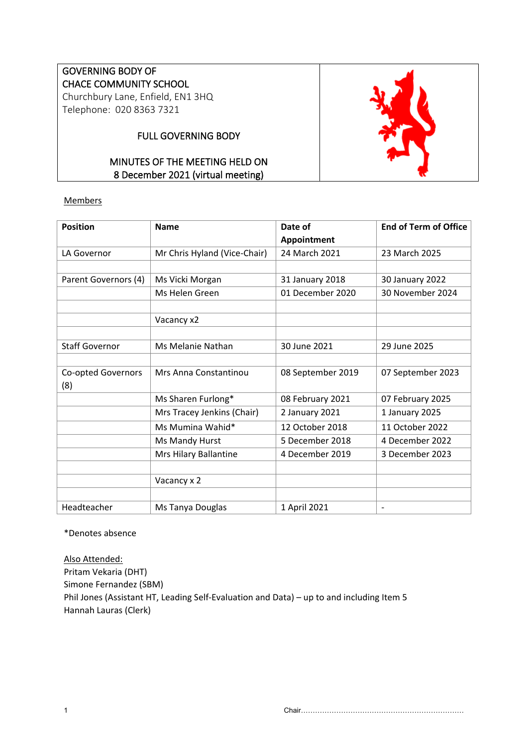GOVERNING BODY OF
CHACE COMMUNITY SCHOOL
Churchbury Lane, Enfield, EN1 3HQ
Telephone: 020 8363 7321

FULL GOVERNING BODY

MINUTES OF THE MEETING HELD ON
8 December 2021 (virtual meeting)

Members

| Position | Name | Date of Appointment | End of Term of Office |
|---|---|---|---|
| LA Governor | Mr Chris Hyland (Vice-Chair) | 24 March 2021 | 23 March 2025 |
| | | | |
| Parent Governors (4) | Ms Vicki Morgan | 31 January 2018 | 30 January 2022 |
| | Ms Helen Green | 01 December 2020 | 30 November 2024 |
| | | | |
| | Vacancy x2 | | |
| | | | |
| Staff Governor | Ms Melanie Nathan | 30 June 2021 | 29 June 2025 |
| | | | |
| Co-opted Governors (8) | Mrs Anna Constantinou | 08 September 2019 | 07 September 2023 |
| | Ms Sharen Furlong* | 08 February 2021 | 07 February 2025 |
| | Mrs Tracey Jenkins (Chair) | 2 January 2021 | 1 January 2025 |
| | Ms Mumina Wahid* | 12 October 2018 | 11 October 2022 |
| | Ms Mandy Hurst | 5 December 2018 | 4 December 2022 |
| | Mrs Hilary Ballantine | 4 December 2019 | 3 December 2023 |
| | | | |
| | Vacancy x 2 | | |
| | | | |
| Headteacher | Ms Tanya Douglas | 1 April 2021 | - |

*Denotes absence

Also Attended:
Pritam Vekaria (DHT)
Simone Fernandez (SBM)
Phil Jones (Assistant HT, Leading Self-Evaluation and Data) – up to and including Item 5
Hannah Lauras (Clerk)

Chair.....................................................................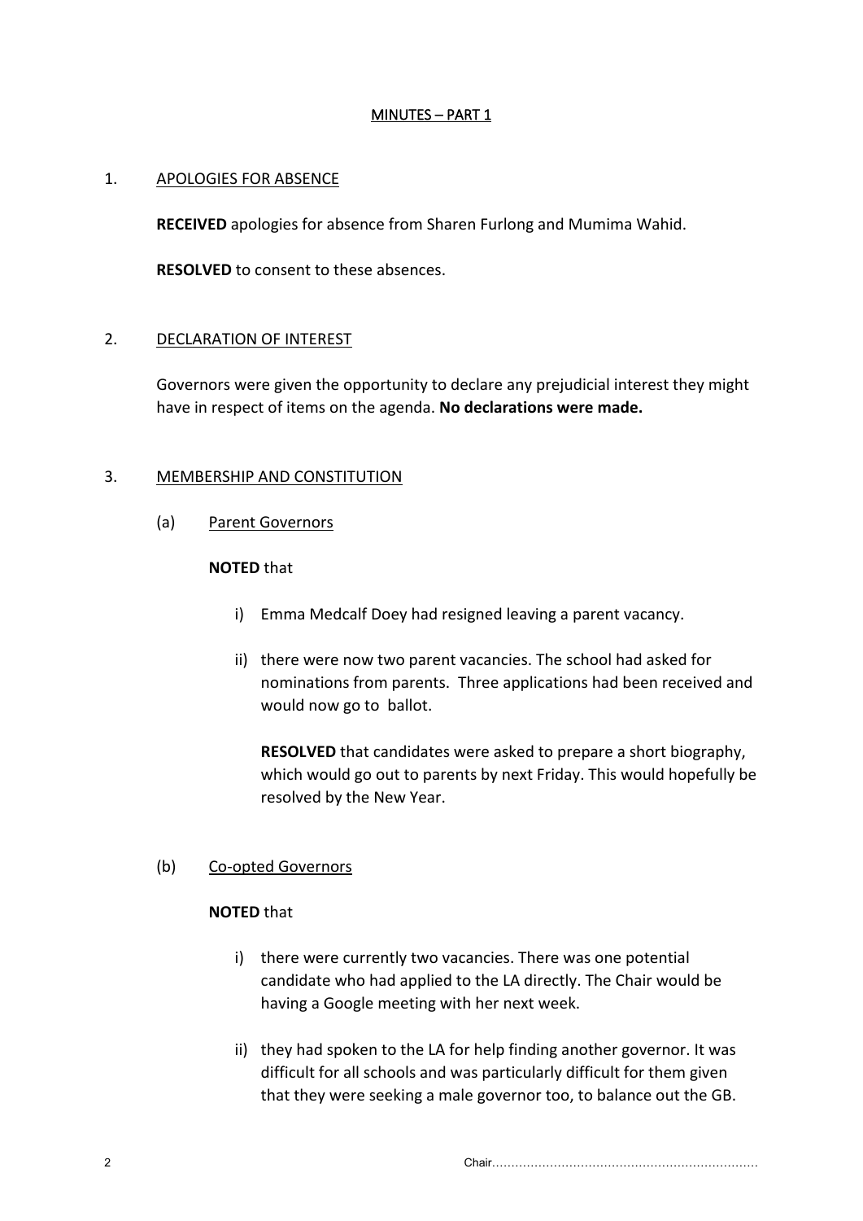## MINUTES – PART 1

1. APOLOGIES FOR ABSENCE

   **RECEIVED** apologies for absence from Sharen Furlong and Mumima Wahid.

   **RESOLVED** to consent to these absences.

2. DECLARATION OF INTEREST

   Governors were given the opportunity to declare any prejudicial interest they might have in respect of items on the agenda. **No declarations were made.**

3. MEMBERSHIP AND CONSTITUTION

   (a) Parent Governors

   **NOTED** that

   i) Emma Medcalf Doey had resigned leaving a parent vacancy.

   ii) there were now two parent vacancies. The school had asked for nominations from parents. Three applications had been received and would now go to ballot.

   **RESOLVED** that candidates were asked to prepare a short biography, which would go out to parents by next Friday. This would hopefully be resolved by the New Year.

   (b) Co-opted Governors

   **NOTED** that

   i) there were currently two vacancies. There was one potential candidate who had applied to the LA directly. The Chair would be having a Google meeting with her next week.

   ii) they had spoken to the LA for help finding another governor. It was difficult for all schools and was particularly difficult for them given that they were seeking a male governor too, to balance out the GB.

Chair……………………………………………………………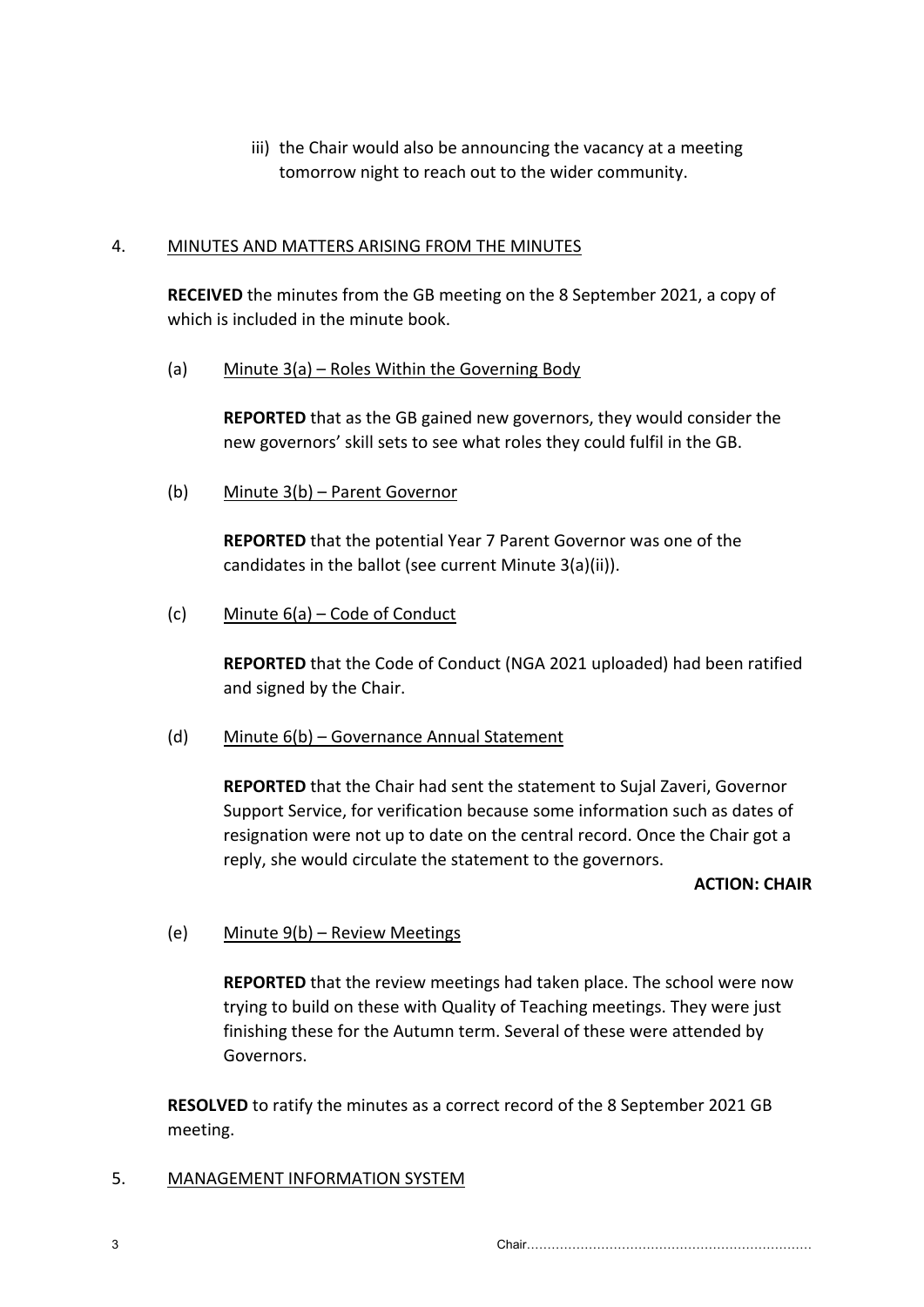iii) the Chair would also be announcing the vacancy at a meeting tomorrow night to reach out to the wider community.

## 4. MINUTES AND MATTERS ARISING FROM THE MINUTES

**RECEIVED** the minutes from the GB meeting on the 8 September 2021, a copy of which is included in the minute book.

(a) Minute 3(a) – Roles Within the Governing Body

**REPORTED** that as the GB gained new governors, they would consider the new governors' skill sets to see what roles they could fulfil in the GB.

(b) Minute 3(b) – Parent Governor

**REPORTED** that the potential Year 7 Parent Governor was one of the candidates in the ballot (see current Minute 3(a)(ii)).

(c) Minute 6(a) – Code of Conduct

**REPORTED** that the Code of Conduct (NGA 2021 uploaded) had been ratified and signed by the Chair.

(d) Minute 6(b) – Governance Annual Statement

**REPORTED** that the Chair had sent the statement to Sujal Zaveri, Governor Support Service, for verification because some information such as dates of resignation were not up to date on the central record. Once the Chair got a reply, she would circulate the statement to the governors.

**ACTION: CHAIR**

(e) Minute 9(b) – Review Meetings

**REPORTED** that the review meetings had taken place. The school were now trying to build on these with Quality of Teaching meetings. They were just finishing these for the Autumn term. Several of these were attended by Governors.

**RESOLVED** to ratify the minutes as a correct record of the 8 September 2021 GB meeting.

## 5. MANAGEMENT INFORMATION SYSTEM

Chair.....................................................................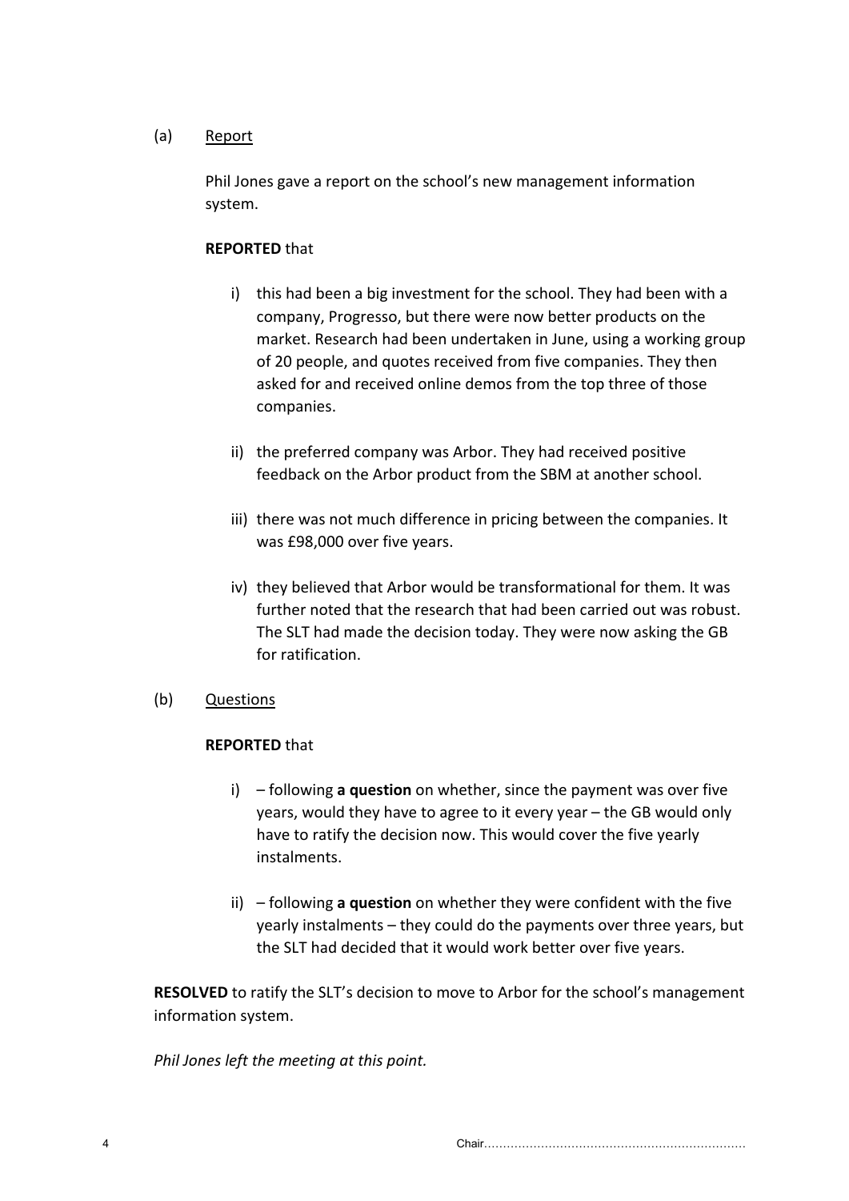(a) Report

Phil Jones gave a report on the school's new management information system.

**REPORTED** that

i) this had been a big investment for the school. They had been with a company, Progresso, but there were now better products on the market. Research had been undertaken in June, using a working group of 20 people, and quotes received from five companies. They then asked for and received online demos from the top three of those companies.

ii) the preferred company was Arbor. They had received positive feedback on the Arbor product from the SBM at another school.

iii) there was not much difference in pricing between the companies. It was £98,000 over five years.

iv) they believed that Arbor would be transformational for them. It was further noted that the research that had been carried out was robust. The SLT had made the decision today. They were now asking the GB for ratification.

(b) Questions

**REPORTED** that

i) – following **a question** on whether, since the payment was over five years, would they have to agree to it every year – the GB would only have to ratify the decision now. This would cover the five yearly instalments.

ii) – following **a question** on whether they were confident with the five yearly instalments – they could do the payments over three years, but the SLT had decided that it would work better over five years.

**RESOLVED** to ratify the SLT's decision to move to Arbor for the school's management information system.

*Phil Jones left the meeting at this point.*

Chair......................................................................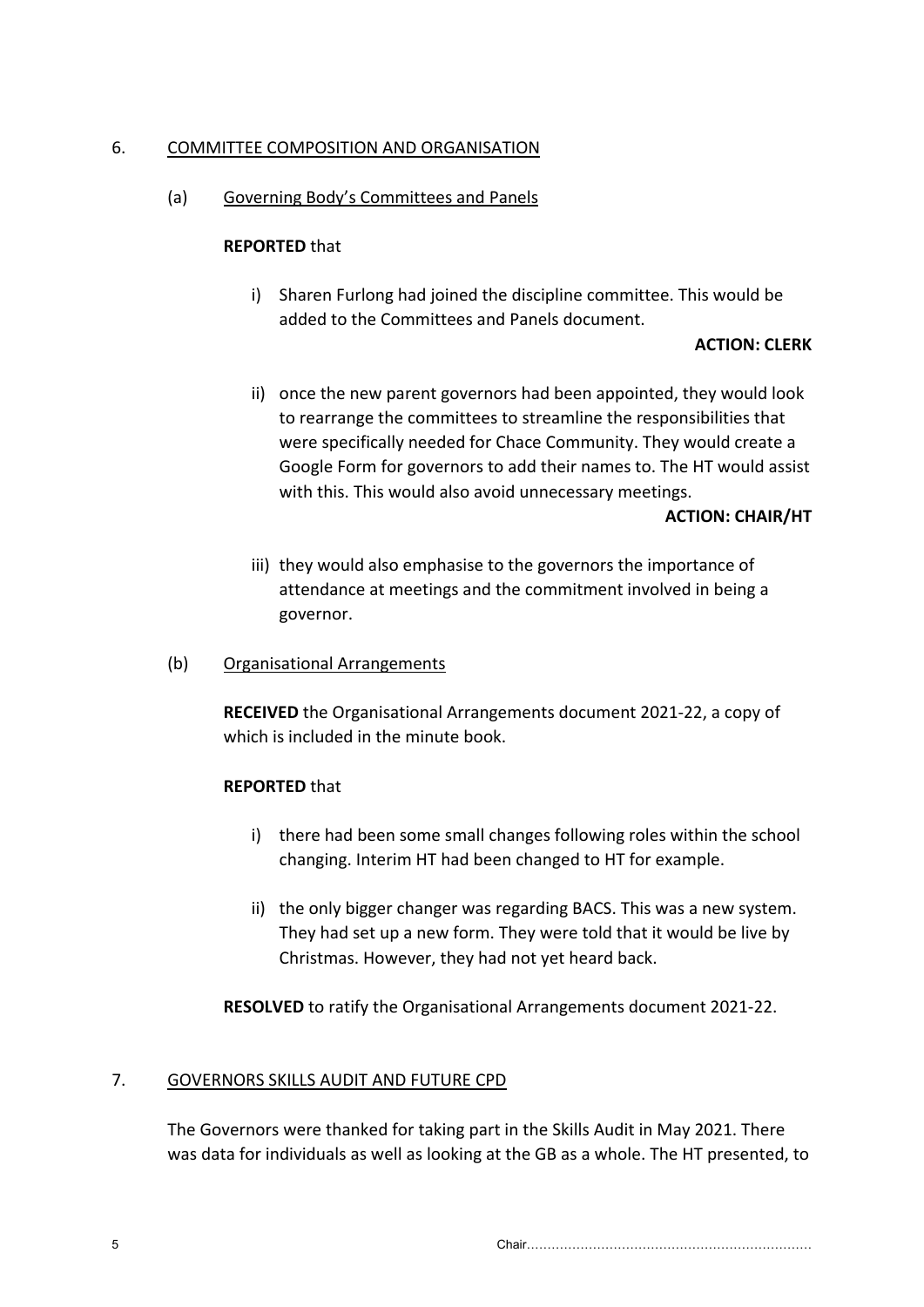## 6. COMMITTEE COMPOSITION AND ORGANISATION

### (a) Governing Body's Committees and Panels

**REPORTED** that

i) Sharen Furlong had joined the discipline committee. This would be added to the Committees and Panels document.

**ACTION: CLERK**

ii) once the new parent governors had been appointed, they would look to rearrange the committees to streamline the responsibilities that were specifically needed for Chace Community. They would create a Google Form for governors to add their names to. The HT would assist with this. This would also avoid unnecessary meetings.

**ACTION: CHAIR/HT**

iii) they would also emphasise to the governors the importance of attendance at meetings and the commitment involved in being a governor.

### (b) Organisational Arrangements

**RECEIVED** the Organisational Arrangements document 2021-22, a copy of which is included in the minute book.

**REPORTED** that

i) there had been some small changes following roles within the school changing. Interim HT had been changed to HT for example.

ii) the only bigger changer was regarding BACS. This was a new system. They had set up a new form. They were told that it would be live by Christmas. However, they had not yet heard back.

**RESOLVED** to ratify the Organisational Arrangements document 2021-22.

## 7. GOVERNORS SKILLS AUDIT AND FUTURE CPD

The Governors were thanked for taking part in the Skills Audit in May 2021. There was data for individuals as well as looking at the GB as a whole. The HT presented, to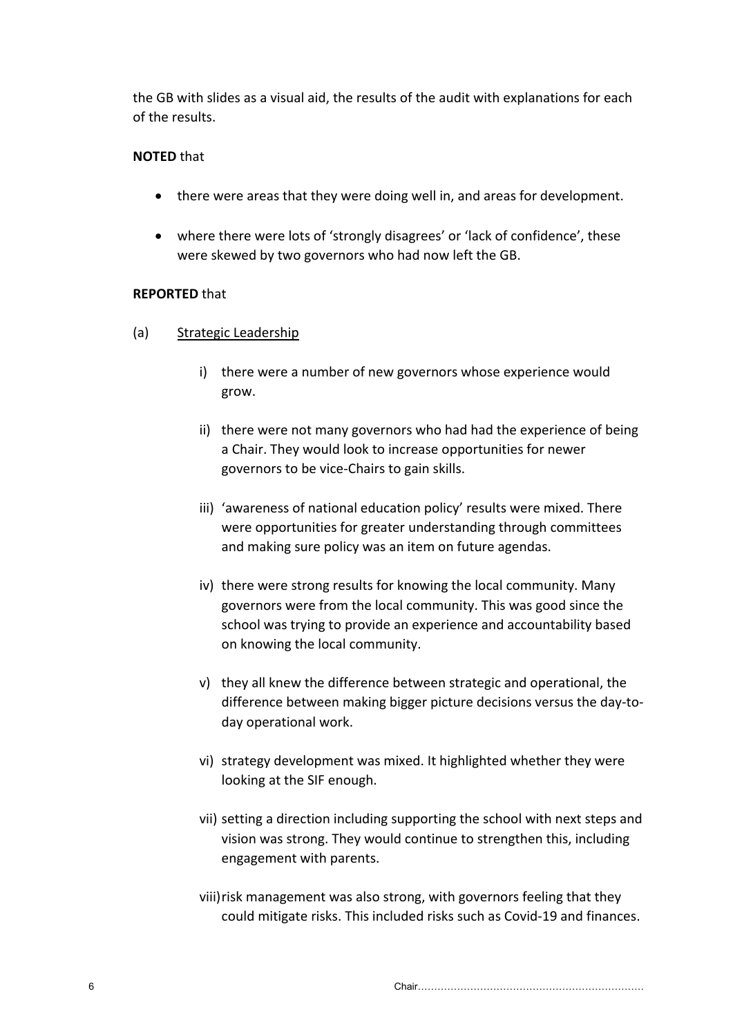the GB with slides as a visual aid, the results of the audit with explanations for each of the results.

**NOTED** that

- there were areas that they were doing well in, and areas for development.
- where there were lots of 'strongly disagrees' or 'lack of confidence', these were skewed by two governors who had now left the GB.

**REPORTED** that

(a) Strategic Leadership

i) there were a number of new governors whose experience would grow.

ii) there were not many governors who had had the experience of being a Chair. They would look to increase opportunities for newer governors to be vice-Chairs to gain skills.

iii) 'awareness of national education policy' results were mixed. There were opportunities for greater understanding through committees and making sure policy was an item on future agendas.

iv) there were strong results for knowing the local community. Many governors were from the local community. This was good since the school was trying to provide an experience and accountability based on knowing the local community.

v) they all knew the difference between strategic and operational, the difference between making bigger picture decisions versus the day-to-day operational work.

vi) strategy development was mixed. It highlighted whether they were looking at the SIF enough.

vii) setting a direction including supporting the school with next steps and vision was strong. They would continue to strengthen this, including engagement with parents.

viii) risk management was also strong, with governors feeling that they could mitigate risks. This included risks such as Covid-19 and finances.

Chair……………………………………………………………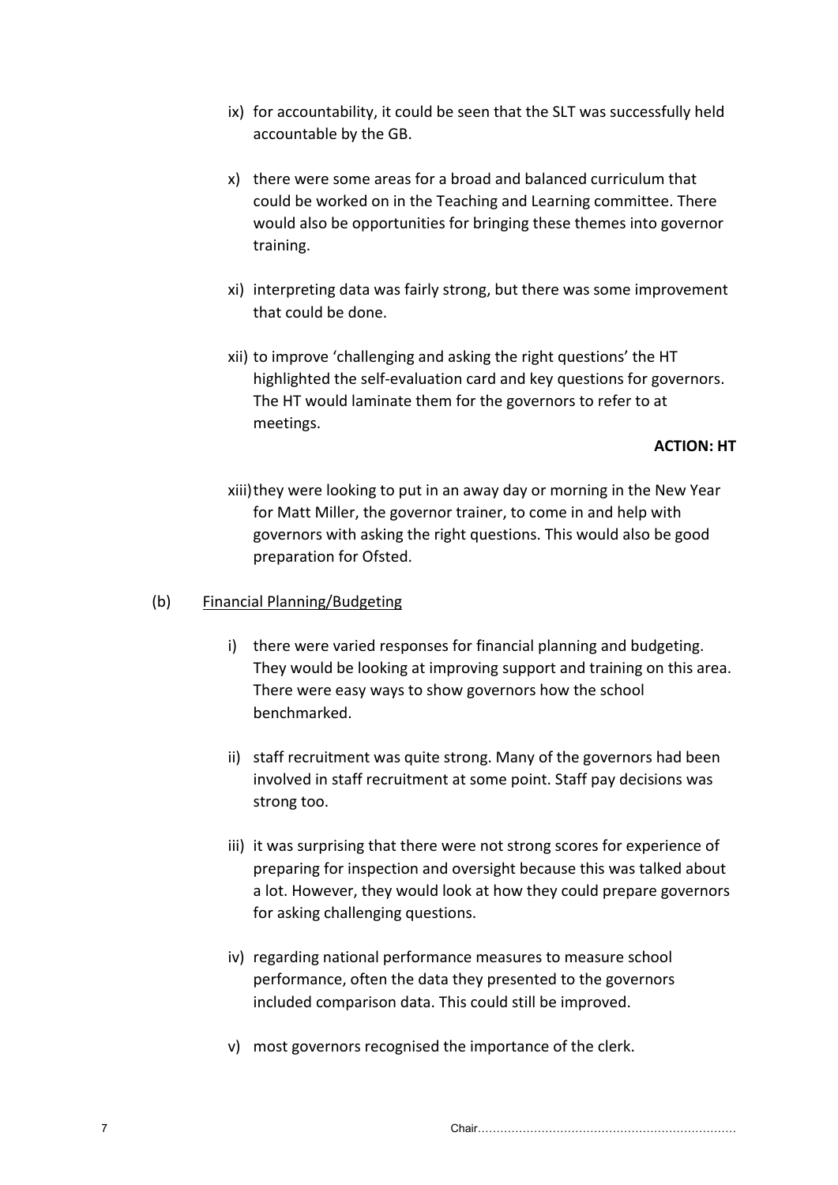ix) for accountability, it could be seen that the SLT was successfully held accountable by the GB.

x) there were some areas for a broad and balanced curriculum that could be worked on in the Teaching and Learning committee. There would also be opportunities for bringing these themes into governor training.

xi) interpreting data was fairly strong, but there was some improvement that could be done.

xii) to improve 'challenging and asking the right questions' the HT highlighted the self-evaluation card and key questions for governors. The HT would laminate them for the governors to refer to at meetings.

**ACTION: HT**

xiii) they were looking to put in an away day or morning in the New Year for Matt Miller, the governor trainer, to come in and help with governors with asking the right questions. This would also be good preparation for Ofsted.

(b) Financial Planning/Budgeting

i) there were varied responses for financial planning and budgeting. They would be looking at improving support and training on this area. There were easy ways to show governors how the school benchmarked.

ii) staff recruitment was quite strong. Many of the governors had been involved in staff recruitment at some point. Staff pay decisions was strong too.

iii) it was surprising that there were not strong scores for experience of preparing for inspection and oversight because this was talked about a lot. However, they would look at how they could prepare governors for asking challenging questions.

iv) regarding national performance measures to measure school performance, often the data they presented to the governors included comparison data. This could still be improved.

v) most governors recognised the importance of the clerk.

Chair.....................................................................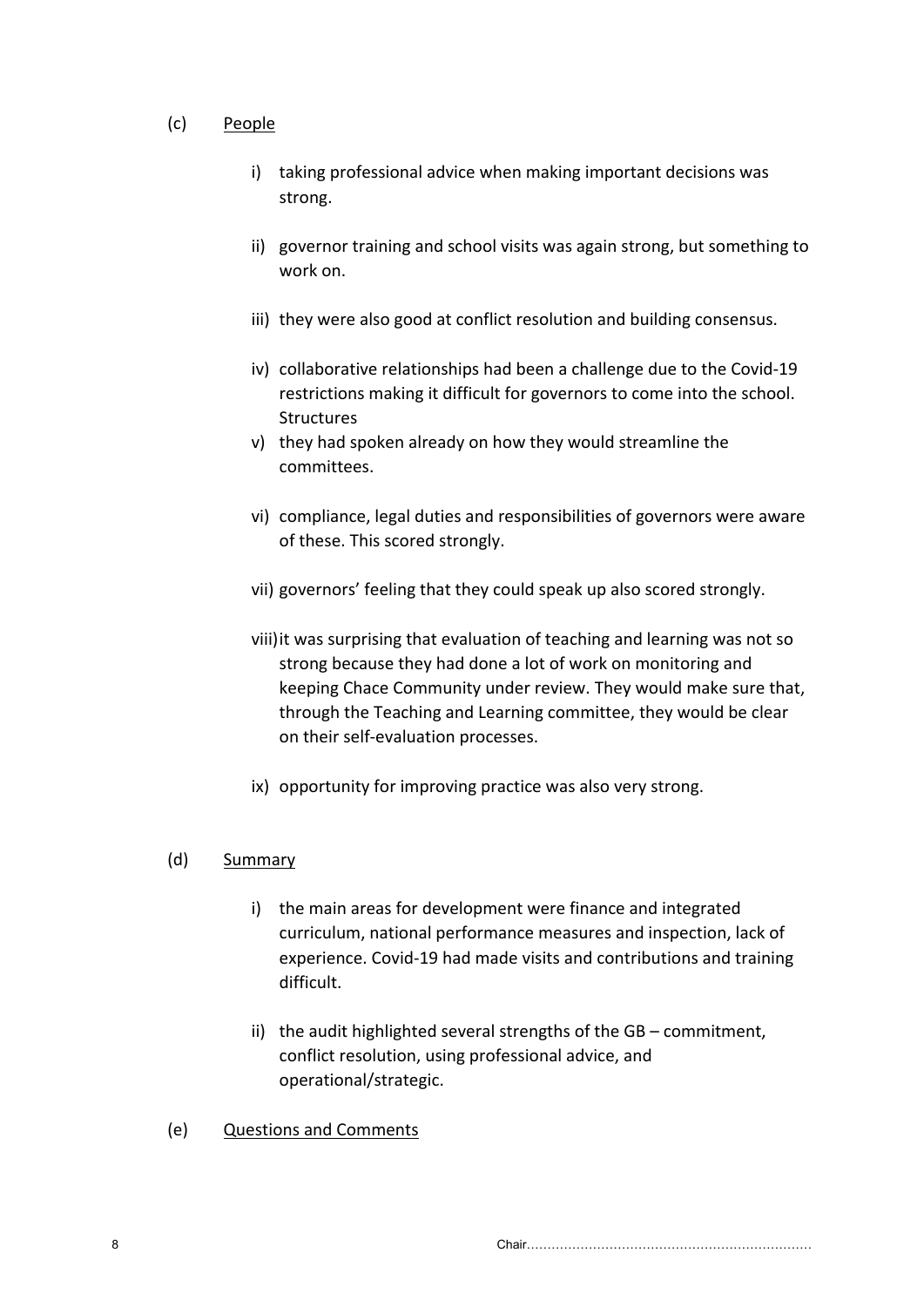(c) People

i) taking professional advice when making important decisions was strong.

ii) governor training and school visits was again strong, but something to work on.

iii) they were also good at conflict resolution and building consensus.

iv) collaborative relationships had been a challenge due to the Covid-19 restrictions making it difficult for governors to come into the school. Structures

v) they had spoken already on how they would streamline the committees.

vi) compliance, legal duties and responsibilities of governors were aware of these. This scored strongly.

vii) governors' feeling that they could speak up also scored strongly.

viii) it was surprising that evaluation of teaching and learning was not so strong because they had done a lot of work on monitoring and keeping Chace Community under review. They would make sure that, through the Teaching and Learning committee, they would be clear on their self-evaluation processes.

ix) opportunity for improving practice was also very strong.

(d) Summary

i) the main areas for development were finance and integrated curriculum, national performance measures and inspection, lack of experience. Covid-19 had made visits and contributions and training difficult.

ii) the audit highlighted several strengths of the GB – commitment, conflict resolution, using professional advice, and operational/strategic.

(e) Questions and Comments

Chair.....................................................................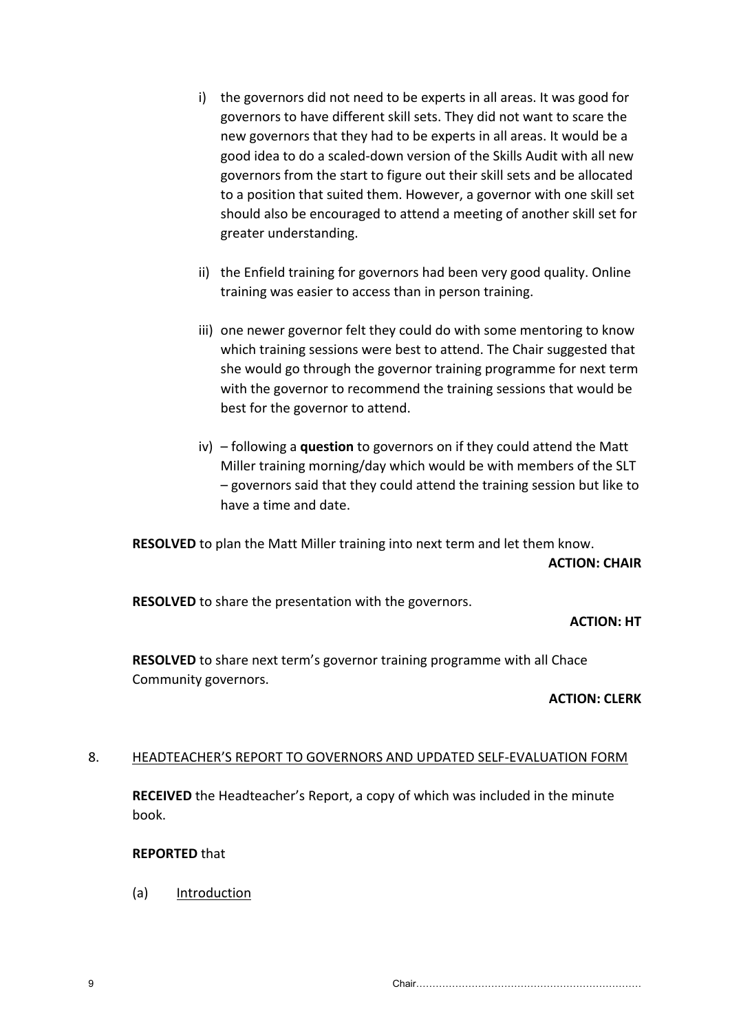i) the governors did not need to be experts in all areas. It was good for governors to have different skill sets. They did not want to scare the new governors that they had to be experts in all areas. It would be a good idea to do a scaled-down version of the Skills Audit with all new governors from the start to figure out their skill sets and be allocated to a position that suited them. However, a governor with one skill set should also be encouraged to attend a meeting of another skill set for greater understanding.

ii) the Enfield training for governors had been very good quality. Online training was easier to access than in person training.

iii) one newer governor felt they could do with some mentoring to know which training sessions were best to attend. The Chair suggested that she would go through the governor training programme for next term with the governor to recommend the training sessions that would be best for the governor to attend.

iv) – following a **question** to governors on if they could attend the Matt Miller training morning/day which would be with members of the SLT – governors said that they could attend the training session but like to have a time and date.

**RESOLVED** to plan the Matt Miller training into next term and let them know.

**ACTION: CHAIR**

**RESOLVED** to share the presentation with the governors.

**ACTION: HT**

**RESOLVED** to share next term's governor training programme with all Chace Community governors.

**ACTION: CLERK**

8. HEADTEACHER'S REPORT TO GOVERNORS AND UPDATED SELF-EVALUATION FORM

**RECEIVED** the Headteacher's Report, a copy of which was included in the minute book.

**REPORTED** that

(a) Introduction

Chair.....................................................................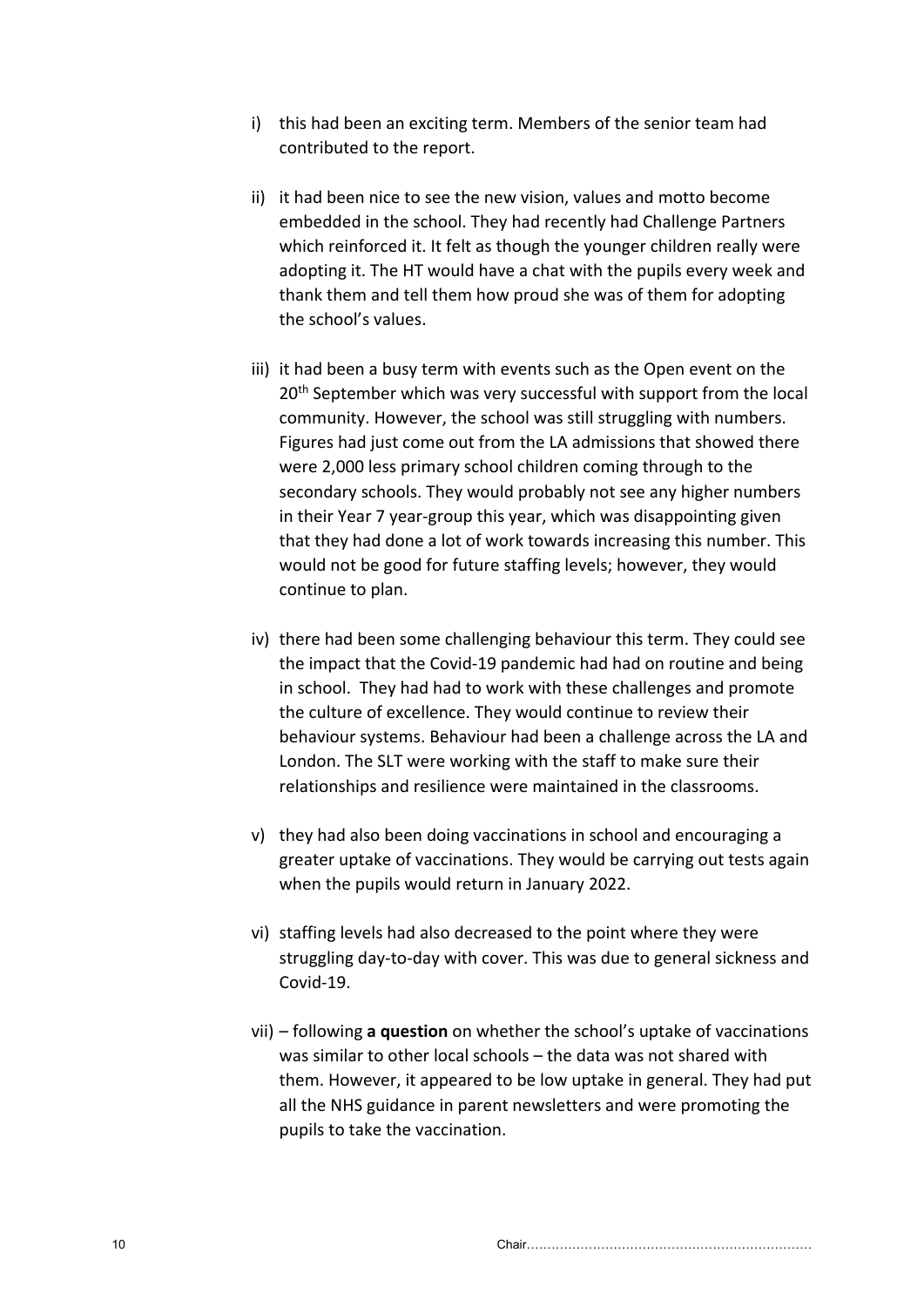i) this had been an exciting term. Members of the senior team had contributed to the report.

ii) it had been nice to see the new vision, values and motto become embedded in the school. They had recently had Challenge Partners which reinforced it. It felt as though the younger children really were adopting it. The HT would have a chat with the pupils every week and thank them and tell them how proud she was of them for adopting the school's values.

iii) it had been a busy term with events such as the Open event on the 20th September which was very successful with support from the local community. However, the school was still struggling with numbers. Figures had just come out from the LA admissions that showed there were 2,000 less primary school children coming through to the secondary schools. They would probably not see any higher numbers in their Year 7 year-group this year, which was disappointing given that they had done a lot of work towards increasing this number. This would not be good for future staffing levels; however, they would continue to plan.

iv) there had been some challenging behaviour this term. They could see the impact that the Covid-19 pandemic had had on routine and being in school. They had had to work with these challenges and promote the culture of excellence. They would continue to review their behaviour systems. Behaviour had been a challenge across the LA and London. The SLT were working with the staff to make sure their relationships and resilience were maintained in the classrooms.

v) they had also been doing vaccinations in school and encouraging a greater uptake of vaccinations. They would be carrying out tests again when the pupils would return in January 2022.

vi) staffing levels had also decreased to the point where they were struggling day-to-day with cover. This was due to general sickness and Covid-19.

vii) – following **a question** on whether the school's uptake of vaccinations was similar to other local schools – the data was not shared with them. However, it appeared to be low uptake in general. They had put all the NHS guidance in parent newsletters and were promoting the pupils to take the vaccination.

Chair.....................................................................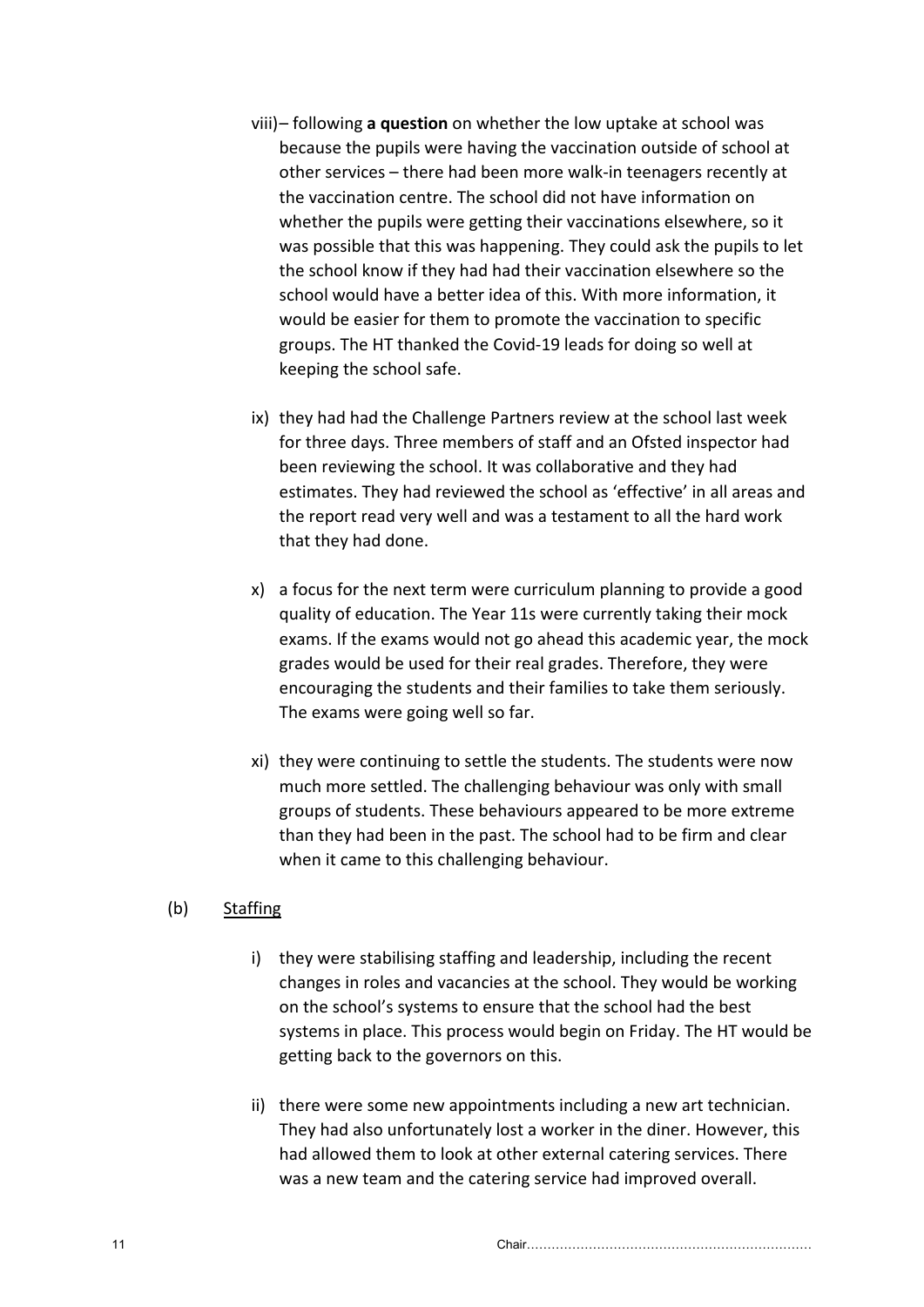viii)– following **a question** on whether the low uptake at school was because the pupils were having the vaccination outside of school at other services – there had been more walk-in teenagers recently at the vaccination centre. The school did not have information on whether the pupils were getting their vaccinations elsewhere, so it was possible that this was happening. They could ask the pupils to let the school know if they had had their vaccination elsewhere so the school would have a better idea of this. With more information, it would be easier for them to promote the vaccination to specific groups. The HT thanked the Covid-19 leads for doing so well at keeping the school safe.

ix) they had had the Challenge Partners review at the school last week for three days. Three members of staff and an Ofsted inspector had been reviewing the school. It was collaborative and they had estimates. They had reviewed the school as 'effective' in all areas and the report read very well and was a testament to all the hard work that they had done.

x) a focus for the next term were curriculum planning to provide a good quality of education. The Year 11s were currently taking their mock exams. If the exams would not go ahead this academic year, the mock grades would be used for their real grades. Therefore, they were encouraging the students and their families to take them seriously. The exams were going well so far.

xi) they were continuing to settle the students. The students were now much more settled. The challenging behaviour was only with small groups of students. These behaviours appeared to be more extreme than they had been in the past. The school had to be firm and clear when it came to this challenging behaviour.

(b) <u>Staffing</u>

i) they were stabilising staffing and leadership, including the recent changes in roles and vacancies at the school. They would be working on the school's systems to ensure that the school had the best systems in place. This process would begin on Friday. The HT would be getting back to the governors on this.

ii) there were some new appointments including a new art technician. They had also unfortunately lost a worker in the diner. However, this had allowed them to look at other external catering services. There was a new team and the catering service had improved overall.

Chair.....................................................................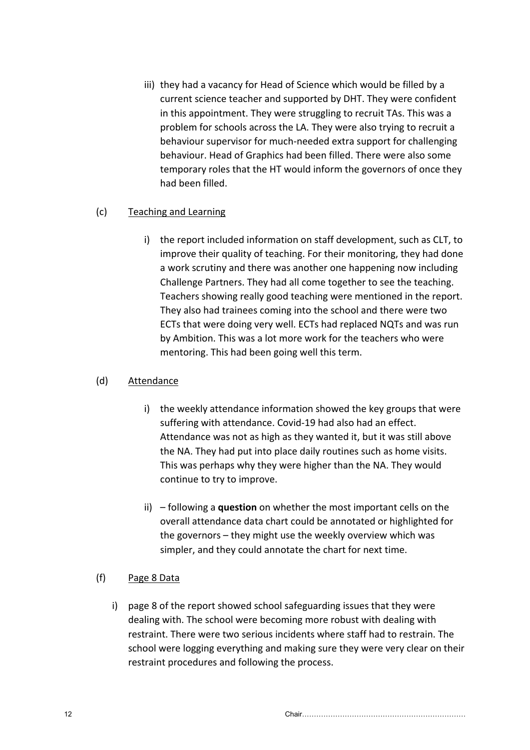iii) they had a vacancy for Head of Science which would be filled by a current science teacher and supported by DHT. They were confident in this appointment. They were struggling to recruit TAs. This was a problem for schools across the LA. They were also trying to recruit a behaviour supervisor for much-needed extra support for challenging behaviour. Head of Graphics had been filled. There were also some temporary roles that the HT would inform the governors of once they had been filled.

(c) Teaching and Learning

i) the report included information on staff development, such as CLT, to improve their quality of teaching. For their monitoring, they had done a work scrutiny and there was another one happening now including Challenge Partners. They had all come together to see the teaching. Teachers showing really good teaching were mentioned in the report. They also had trainees coming into the school and there were two ECTs that were doing very well. ECTs had replaced NQTs and was run by Ambition. This was a lot more work for the teachers who were mentoring. This had been going well this term.

(d) Attendance

i) the weekly attendance information showed the key groups that were suffering with attendance. Covid-19 had also had an effect. Attendance was not as high as they wanted it, but it was still above the NA. They had put into place daily routines such as home visits. This was perhaps why they were higher than the NA. They would continue to try to improve.

ii) – following a **question** on whether the most important cells on the overall attendance data chart could be annotated or highlighted for the governors – they might use the weekly overview which was simpler, and they could annotate the chart for next time.

(f) Page 8 Data

i) page 8 of the report showed school safeguarding issues that they were dealing with. The school were becoming more robust with dealing with restraint. There were two serious incidents where staff had to restrain. The school were logging everything and making sure they were very clear on their restraint procedures and following the process.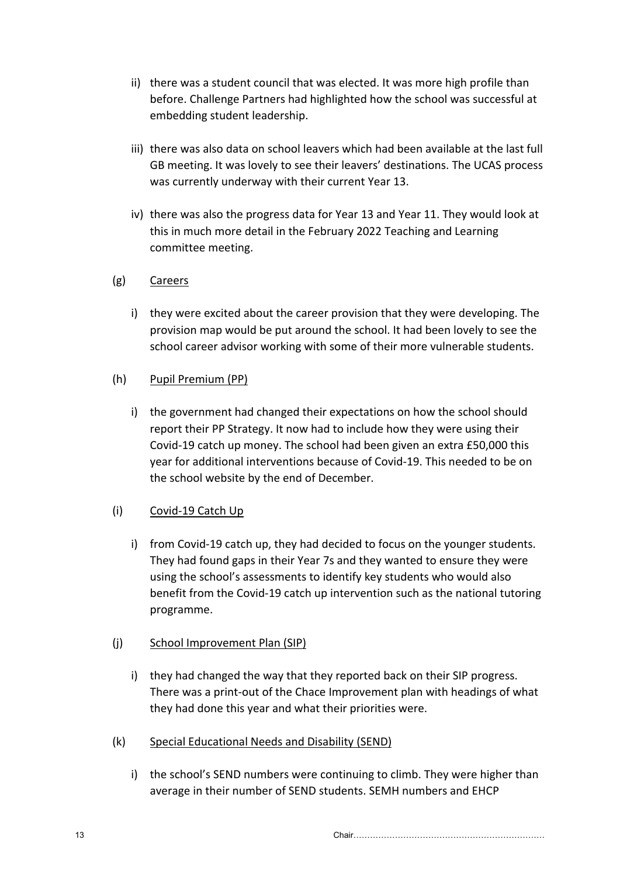ii) there was a student council that was elected. It was more high profile than before. Challenge Partners had highlighted how the school was successful at embedding student leadership.

iii) there was also data on school leavers which had been available at the last full GB meeting. It was lovely to see their leavers' destinations. The UCAS process was currently underway with their current Year 13.

iv) there was also the progress data for Year 13 and Year 11. They would look at this in much more detail in the February 2022 Teaching and Learning committee meeting.

(g) <u>Careers</u>

i) they were excited about the career provision that they were developing. The provision map would be put around the school. It had been lovely to see the school career advisor working with some of their more vulnerable students.

(h) <u>Pupil Premium (PP)</u>

i) the government had changed their expectations on how the school should report their PP Strategy. It now had to include how they were using their Covid-19 catch up money. The school had been given an extra £50,000 this year for additional interventions because of Covid-19. This needed to be on the school website by the end of December.

(i) <u>Covid-19 Catch Up</u>

i) from Covid-19 catch up, they had decided to focus on the younger students. They had found gaps in their Year 7s and they wanted to ensure they were using the school's assessments to identify key students who would also benefit from the Covid-19 catch up intervention such as the national tutoring programme.

(j) <u>School Improvement Plan (SIP)</u>

i) they had changed the way that they reported back on their SIP progress. There was a print-out of the Chace Improvement plan with headings of what they had done this year and what their priorities were.

(k) <u>Special Educational Needs and Disability (SEND)</u>

i) the school's SEND numbers were continuing to climb. They were higher than average in their number of SEND students. SEMH numbers and EHCP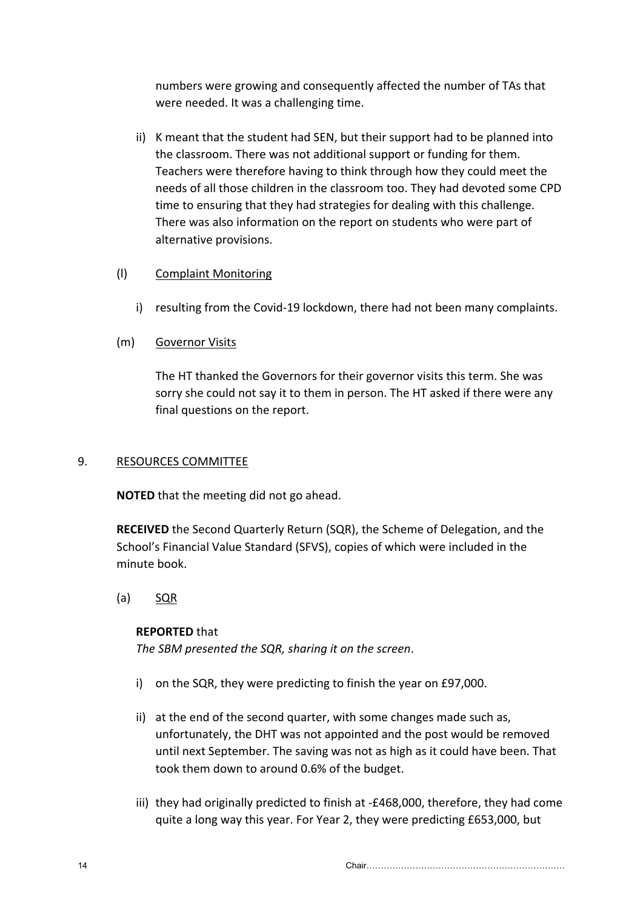numbers were growing and consequently affected the number of TAs that were needed. It was a challenging time.

ii) K meant that the student had SEN, but their support had to be planned into the classroom. There was not additional support or funding for them. Teachers were therefore having to think through how they could meet the needs of all those children in the classroom too. They had devoted some CPD time to ensuring that they had strategies for dealing with this challenge. There was also information on the report on students who were part of alternative provisions.

(l) <u>Complaint Monitoring</u>

i) resulting from the Covid-19 lockdown, there had not been many complaints.

(m) <u>Governor Visits</u>

The HT thanked the Governors for their governor visits this term. She was sorry she could not say it to them in person. The HT asked if there were any final questions on the report.

9. <u>RESOURCES COMMITTEE</u>

**NOTED** that the meeting did not go ahead.

**RECEIVED** the Second Quarterly Return (SQR), the Scheme of Delegation, and the School's Financial Value Standard (SFVS), copies of which were included in the minute book.

(a) <u>SQR</u>

**REPORTED** that
*The SBM presented the SQR, sharing it on the screen*.

i) on the SQR, they were predicting to finish the year on £97,000.

ii) at the end of the second quarter, with some changes made such as, unfortunately, the DHT was not appointed and the post would be removed until next September. The saving was not as high as it could have been. That took them down to around 0.6% of the budget.

iii) they had originally predicted to finish at -£468,000, therefore, they had come quite a long way this year. For Year 2, they were predicting £653,000, but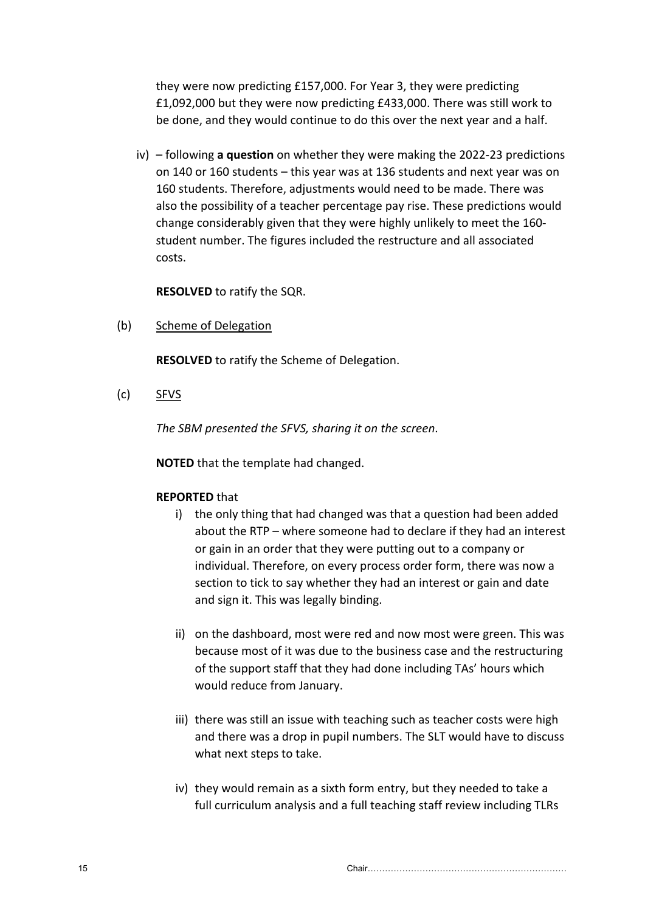they were now predicting £157,000. For Year 3, they were predicting £1,092,000 but they were now predicting £433,000. There was still work to be done, and they would continue to do this over the next year and a half.

iv) – following **a question** on whether they were making the 2022-23 predictions on 140 or 160 students – this year was at 136 students and next year was on 160 students. Therefore, adjustments would need to be made. There was also the possibility of a teacher percentage pay rise. These predictions would change considerably given that they were highly unlikely to meet the 160-student number. The figures included the restructure and all associated costs.

**RESOLVED** to ratify the SQR.

(b) Scheme of Delegation

**RESOLVED** to ratify the Scheme of Delegation.

(c) SFVS

*The SBM presented the SFVS, sharing it on the screen.*

**NOTED** that the template had changed.

**REPORTED** that

i) the only thing that had changed was that a question had been added about the RTP – where someone had to declare if they had an interest or gain in an order that they were putting out to a company or individual. Therefore, on every process order form, there was now a section to tick to say whether they had an interest or gain and date and sign it. This was legally binding.

ii) on the dashboard, most were red and now most were green. This was because most of it was due to the business case and the restructuring of the support staff that they had done including TAs' hours which would reduce from January.

iii) there was still an issue with teaching such as teacher costs were high and there was a drop in pupil numbers. The SLT would have to discuss what next steps to take.

iv) they would remain as a sixth form entry, but they needed to take a full curriculum analysis and a full teaching staff review including TLRs

Chair.....................................................................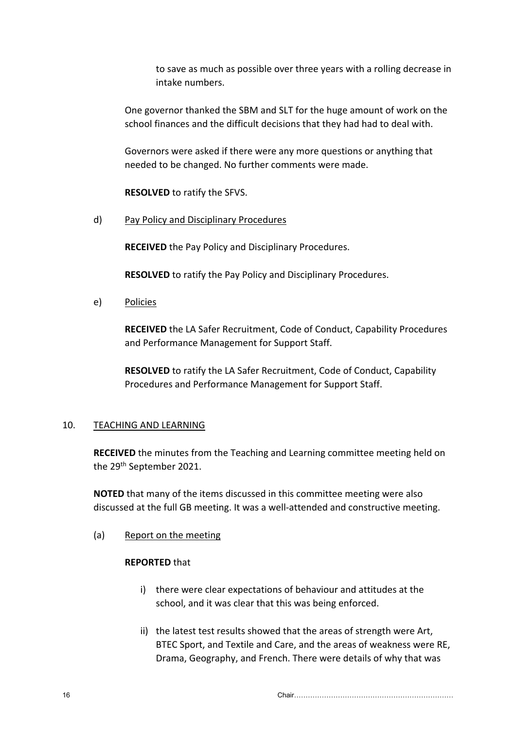to save as much as possible over three years with a rolling decrease in intake numbers.

One governor thanked the SBM and SLT for the huge amount of work on the school finances and the difficult decisions that they had had to deal with.

Governors were asked if there were any more questions or anything that needed to be changed. No further comments were made.

**RESOLVED** to ratify the SFVS.

d) Pay Policy and Disciplinary Procedures

**RECEIVED** the Pay Policy and Disciplinary Procedures.

**RESOLVED** to ratify the Pay Policy and Disciplinary Procedures.

e) Policies

**RECEIVED** the LA Safer Recruitment, Code of Conduct, Capability Procedures and Performance Management for Support Staff.

**RESOLVED** to ratify the LA Safer Recruitment, Code of Conduct, Capability Procedures and Performance Management for Support Staff.

10. TEACHING AND LEARNING

**RECEIVED** the minutes from the Teaching and Learning committee meeting held on the 29th September 2021.

**NOTED** that many of the items discussed in this committee meeting were also discussed at the full GB meeting. It was a well-attended and constructive meeting.

(a) Report on the meeting

**REPORTED** that

i) there were clear expectations of behaviour and attitudes at the school, and it was clear that this was being enforced.

ii) the latest test results showed that the areas of strength were Art, BTEC Sport, and Textile and Care, and the areas of weakness were RE, Drama, Geography, and French. There were details of why that was

Chair……………………………………………………………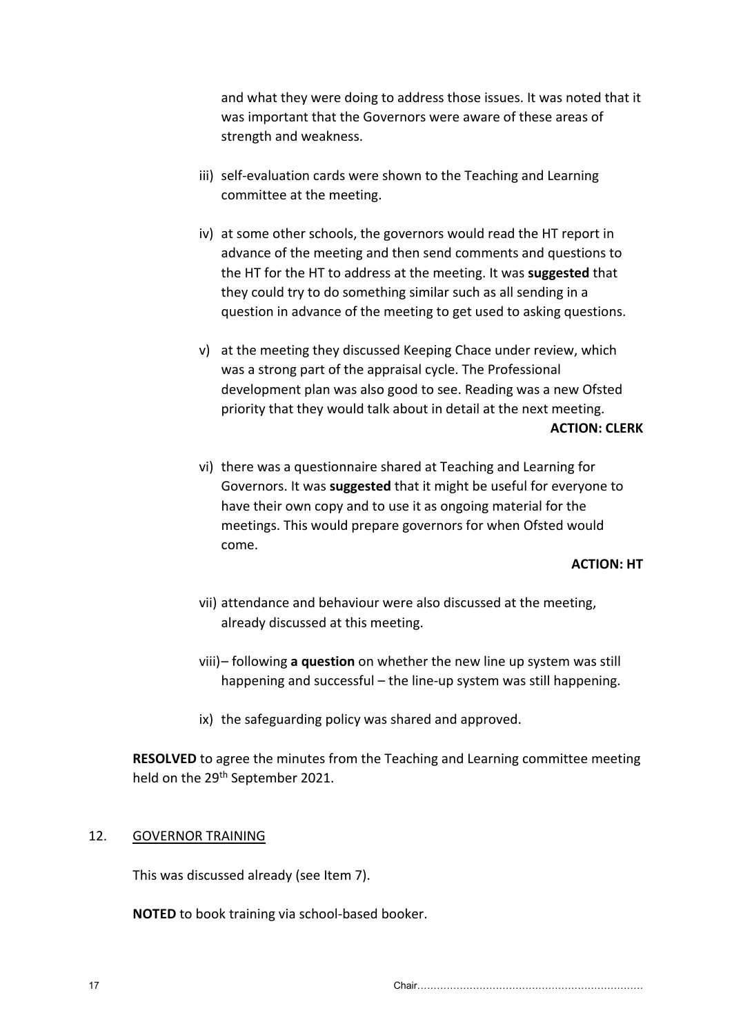and what they were doing to address those issues. It was noted that it was important that the Governors were aware of these areas of strength and weakness.

iii) self-evaluation cards were shown to the Teaching and Learning committee at the meeting.

iv) at some other schools, the governors would read the HT report in advance of the meeting and then send comments and questions to the HT for the HT to address at the meeting. It was **suggested** that they could try to do something similar such as all sending in a question in advance of the meeting to get used to asking questions.

v) at the meeting they discussed Keeping Chace under review, which was a strong part of the appraisal cycle. The Professional development plan was also good to see. Reading was a new Ofsted priority that they would talk about in detail at the next meeting.

**ACTION: CLERK**

vi) there was a questionnaire shared at Teaching and Learning for Governors. It was **suggested** that it might be useful for everyone to have their own copy and to use it as ongoing material for the meetings. This would prepare governors for when Ofsted would come.

**ACTION: HT**

vii) attendance and behaviour were also discussed at the meeting, already discussed at this meeting.

viii)– following **a question** on whether the new line up system was still happening and successful – the line-up system was still happening.

ix) the safeguarding policy was shared and approved.

**RESOLVED** to agree the minutes from the Teaching and Learning committee meeting held on the 29th September 2021.

## 12. GOVERNOR TRAINING

This was discussed already (see Item 7).

**NOTED** to book training via school-based booker.

Chair.....................................................................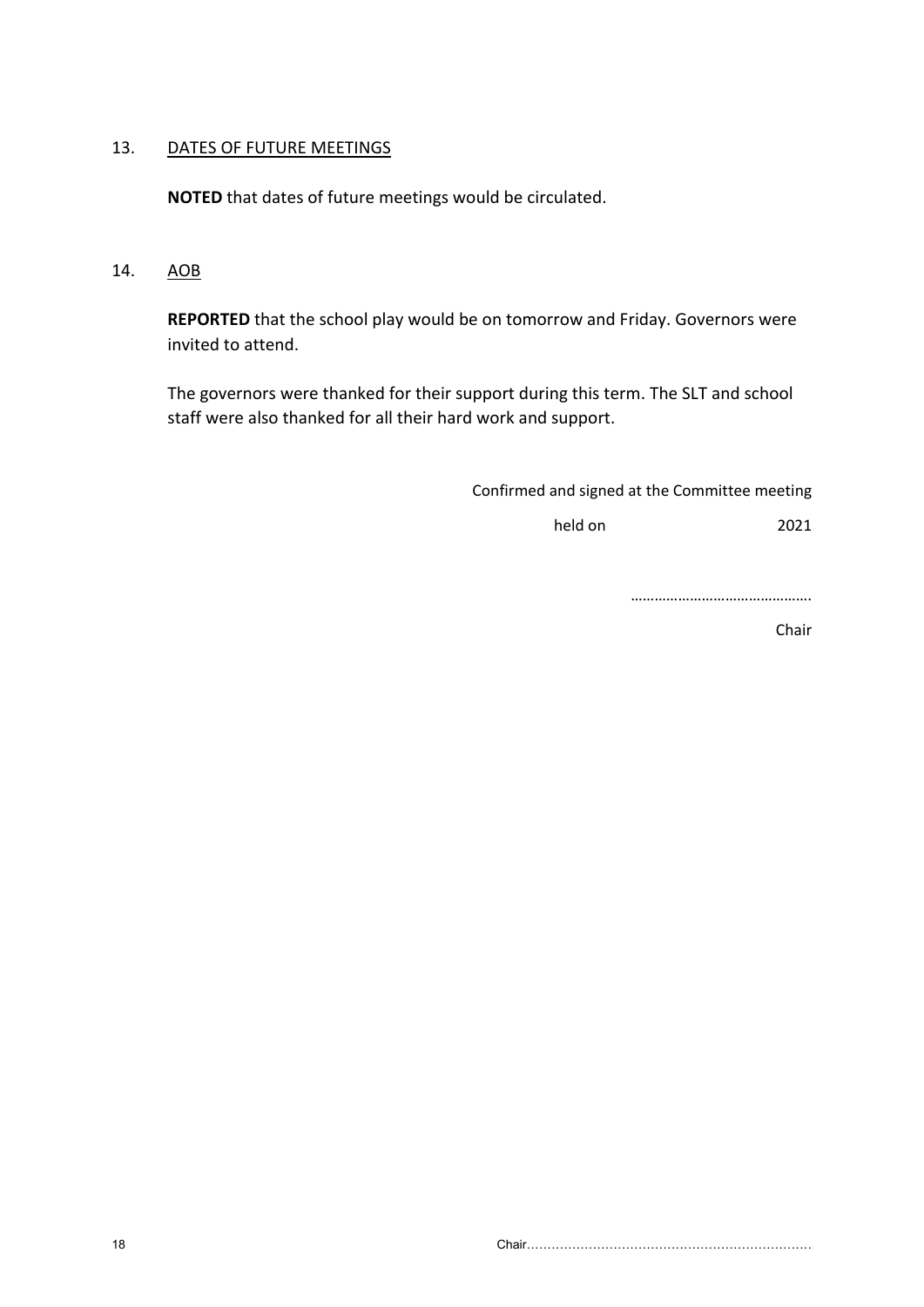13. DATES OF FUTURE MEETINGS

**NOTED** that dates of future meetings would be circulated.

14. AOB

**REPORTED** that the school play would be on tomorrow and Friday. Governors were invited to attend.

The governors were thanked for their support during this term. The SLT and school staff were also thanked for all their hard work and support.

Confirmed and signed at the Committee meeting

held on 2021

……………………………………….

Chair